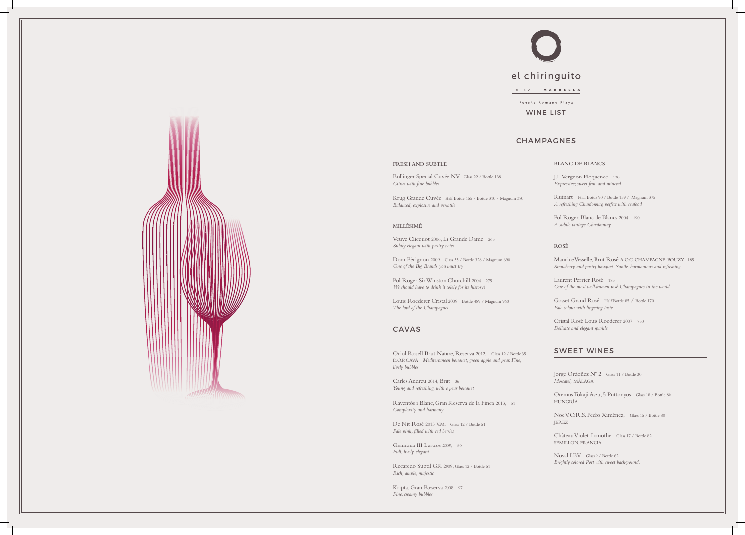# el chiringuito

IBIZA | MARBELLA

Puente Romano Playa

WINE LIST

## CHAMPAGNES

### FRESH AND SUBTLE

Bollinger Special Cuvée NV Glass 22 / Bottle 138
*Citrus with fine bubbles*

Krug Grande Cuvée Half Bottle 155 / Bottle 310 / Magnum 380
*Balanced, explosive and versatile*

### MILLÉSIMÉ

Veuve Clicquot 2006, La Grande Dame 265
*Subtly elegant with pastry notes*

Dom Pérignon 2009 Glass 35 / Bottle 328 / Magnum 690
*One of the Big Brands you must try*

Pol Roger Sir Winston Churchill 2004 275
*We should have to drink it solely for its history!*

Louis Roederer Cristal 2009 Bottle 489 / Magnum 960
*The lord of the Champagnes*

### BLANC DE BLANCS

J.L.Vergnon Eloquence 130
*Expressive; sweet fruit and mineral*

Ruinart Half Bottle 90 / Bottle 159 / Magnum 375
*A refreshing Chardonnay, perfect with seafood*

Pol Roger, Blanc de Blancs 2004 190
*A subtle vintage Chardonnay*

### ROSÉ

Maurice Vesselle, Brut Rosé A.O.C. CHAMPAGNE, BOUZY 185
*Strawberry and pastry bouquet. Subtle, harmonious and refreshing*

Laurent Perrier Rosé 185
*One of the most well-known rosé Champagnes in the world*

Gosset Grand Rosé Half Bottle 85 / Bottle 170
*Pale colour with lingering taste*

Cristal Rosé Louis Roederer 2007 750
*Delicate and elegant sparkle*

## CAVAS

Oriol Rosell Brut Nature, Reserva 2012, Glass 12 / Bottle 35
D.O.P. CAVA *Mediterranean bouquet, green apple and pear. Fine, lively bubbles*

Carles Andreu 2014, Brut 36
*Young and refreshing, with a pear bouquet*

Raventós i Blanc, Gran Reserva de la Finca 2013, 51
*Complexity and harmony*

De Nit Rosé 2015 V.M. Glass 12 / Bottle 51
*Pale pink, filled with red berries*

Gramona III Lustros 2009, 80
*Full, lively, elegant*

Recaredo Subtil GR 2009, Glass 12 / Bottle 51
*Rich, ample, majestic*

Kripta, Gran Reserva 2008 97
*Fine, creamy bubbles*

## SWEET WINES

Jorge Ordoñez Nº 2 Glass 11 / Bottle 30
*Moscatel,* MÁLAGA

Oremus Tokaji Aszu, 5 Puttonyos Glass 18 / Bottle 80
HUNGRÍA

Noe V.O.R.S. Pedro Ximénez, Glass 15 / Bottle 80
JEREZ

Château Violet-Lamothe Glass 17 / Bottle 82
SEMILLON, FRANCIA

Noval LBV Glass 9 / Bottle 62
*Brightly colored Port with sweet background.*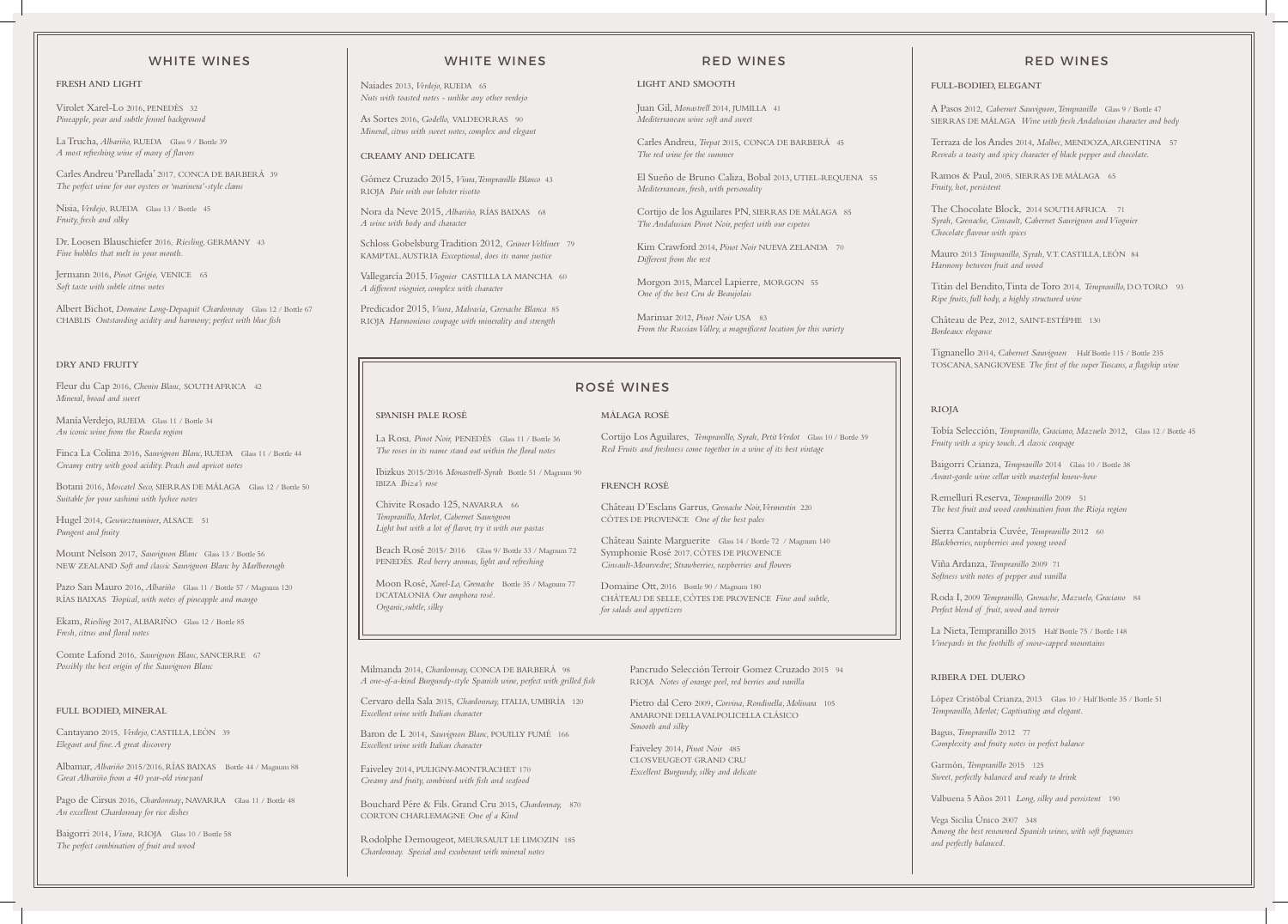# WHITE WINES

## FRESH AND LIGHT

Virolet Xarel-Lo 2016, PENEDÈS 32
*Pineapple, pear and subtle fennel background*

La Trucha, *Albariño,* RUEDA Glass 9 / Bottle 39
*A most refreshing wine of many of flavors*

Carles Andreu 'Parellada' 2017, CONCA DE BARBERÁ 39
*The perfect wine for our oysters or 'marinera'-style clams*

Nisia, *Verdejo,* RUEDA Glass 13 / Bottle 45
*Fruity, fresh and silky*

Dr. Loosen Blauschiefer 2016, *Riesling,* GERMANY 43
*Fine bubbles that melt in your mouth.*

Jermann 2016, *Pinot Grigio,* VENICE 65
*Soft taste with subtle citrus notes*

Albert Bichot, *Domaine Long-Depaquit Chardonnay* Glass 12 / Bottle 67
CHABLIS *Outstanding acidity and harmony; perfect with blue fish*

## DRY AND FRUITY

Fleur du Cap 2016, *Chenin Blanc,* SOUTH AFRICA 42
*Mineral, broad and sweet*

Maria Verdejo, RUEDA Glass 11 / Bottle 34
*An iconic wine from the Rueda region*

Finca La Colina 2016, *Sauvignon Blanc,* RUEDA Glass 11 / Bottle 44
*Creamy entry with good acidity. Peach and apricot notes*

Botani 2016, *Moscatel Seco,* SIERRAS DE MÁLAGA Glass 12 / Bottle 50
*Suitable for your sashimi with lychee notes*

Hugel 2014, *Gewürztraminer,* ALSACE 51
*Pungent and fruity*

Mount Nelson 2017, *Sauvignon Blanc* Glass 13 / Bottle 56
NEW ZEALAND *Soft and classic Sauvignon Blanc by Marlborough*

Pazo San Mauro 2016, *Albariño* Glass 11 / Bottle 57 / Magnum 120
RÍAS BAIXAS *Tropical, with notes of pineapple and mango*

Ekam, *Riesling* 2017, ALBARIÑO Glass 12 / Bottle 85
*Fresh, citrus and floral notes*

Comte Lafond 2016, *Sauvignon Blanc,* SANCERRE 67
*Possibly the best origin of the Sauvignon Blanc*

## FULL BODIED, MINERAL

Cantayano 2015, *Verdejo,* CASTILLA, LEÓN 39
*Elegant and fine. A great discovery*

Albamar, *Albariño* 2015/2016, RÍAS BAIXAS Bottle 44 / Magnum 88
*Great Albariño from a 40 year-old vineyard*

Pago de Cirsus 2016, *Chardonnay*, NAVARRA Glass 11 / Bottle 48
*An excellent Chardonnay for rice dishes*

Baigorri 2014, *Viura,* RIOJA Glass 10 / Bottle 58
*The perfect combination of fruit and wood*

# WHITE WINES

Naiades 2013, *Verdejo,* RUEDA 65
*Nuts with toasted notes - unlike any other verdejo*

As Sortes 2016, *Godello,* VALDEORRAS 90
*Mineral, citrus with sweet notes, complex and elegant*

## CREAMY AND DELICATE

Gómez Cruzado 2015, *Viura, Tempranillo Blanco* 43
RIOJA *Pair with our lobster risotto*

Nora da Neve 2015, *Albariño,* RÍAS BAIXAS 68
*A wine with body and character*

Schloss Gobelsburg Tradition 2012, *Grüner Veltliner* 79
KAMPTAL, AUSTRIA *Exceptional, does its name justice*

Vallegarcía 2015, *Viognier* CASTILLA LA MANCHA 60
*A different viognier, complex with character*

Predicador 2015, *Viura, Malvasía, Grenache Blanca* 85
RIOJA *Harmonious coupage with minerality and strength*

Milmanda 2014, *Chardonnay,* CONCA DE BARBERÁ 98
*A one-of-a-kind Burgundy-style Spanish wine, perfect with grilled fish*

Cervaro della Sala 2015, *Chardonnay,* ITALIA, UMBRÍA 120
*Excellent wine with Italian character*

Baron de L 2014, *Sauvignon Blanc,* POUILLY FUMÉ 166
*Excellent wine with Italian character*

Faiveley 2014, PULIGNY-MONTRACHET 170
*Creamy and fruity, combined with fish and seafood*

Bouchard Pére & Fils. Grand Cru 2015, *Chardonnay,* 870
CORTON CHARLEMAGNE *One of a Kind*

Rodolphe Demougeot, MEURSAULT LE LIMOZIN 185
*Chardonnay. Special and exuberant with mineral notes*

# RED WINES

## LIGHT AND SMOOTH

Juan Gil, *Monastrell* 2014, JUMILLA 41
*Mediterranean wine soft and sweet*

Carles Andreu, *Trepat* 2015, CONCA DE BARBERÁ 45
*The red wine for the summer*

El Sueño de Bruno Caliza, Bobal 2013, UTIEL-REQUENA 55
*Mediterranean, fresh, with personality*

Cortijo de los Aguilares PN, SIERRAS DE MÁLAGA 85
*The Andalusian Pinot Noir, perfect with our espetos*

Kim Crawford 2014, *Pinot Noir* NUEVA ZELANDA 70
*Different from the rest*

Morgon 2015, Marcel Lapierre, MORGON 55
*One of the best Cru de Beaujolais*

Marimar 2012, *Pinot Noir* USA 83
*From the Russian Valley, a magnificent location for this variety*

Pancrudo Selección Terroir Gomez Cruzado 2015 94
RIOJA *Notes of orange peel, red berries and vanilla*

Pietro dal Cero 2009, *Corvina, Rondinella, Molinara* 105
AMARONE DELLA VALPOLICELLA CLÁSICO
*Smooth and silky*

Faiveley 2014, *Pinot Noir* 485
CLOS VEUGEOT GRAND CRU
*Excellent Burgundy, silky and delicate*

# ROSÉ WINES

## SPANISH PALE ROSÉ

La Rosa, *Pinot Noir,* PENEDÈS Glass 11 / Bottle 36
*The roses in its name stand out within the floral notes*

Ibizkus 2015/2016 *Monastrell-Syrah* Bottle 51 / Magnum 90
IBIZA *Ibiza's rose*

Chivite Rosado 125, NAVARRA 66
*Tempranillo, Merlot, Cabernet Sauvignon*
*Light but with a lot of flavor, try it with our pastas*

Beach Rosé 2015/ 2016 Glass 9/ Bottle 33 / Magnum 72
PENEDÈS. *Red berry aromas, light and refreshing*

Moon Rosé, *Xarel-Lo, Grenache* Bottle 35 / Magnum 77
DCATALONIA *Our amphora rosé.*
*Organic,subtle, silky*

## MÁLAGA ROSÉ

Cortijo Los Aguilares, *Tempranillo, Syrah, Petit Verdot* Glass 10 / Bottle 39
*Red Fruits and freshness come together in a wine of its best vintage*

## FRENCH ROSÉ

Château D'Esclans Garrus, *Grenache Noir, Vermentin* 220
CÔTES DE PROVENCE *One of the best pales*

Château Sainte Marguerite Glass 14 / Bottle 72 / Magnum 140
Symphonie Rosé 2017, CÔTES DE PROVENCE
*Cinsault-Mourvedre; Strawberries, raspberries and flowers*

Domaine Ott, 2016 Bottle 90 / Magnum 180
CHÂTEAU DE SELLE, CÔTES DE PROVENCE *Fine and subtle, for salads and appetizers*

# RED WINES

## FULL-BODIED, ELEGANT

A Pasos 2012, *Cabernet Sauvignon, Tempranillo* Glass 9 / Bottle 47
SIERRAS DE MÁLAGA *Wine with fresh Andalusian character and body*

Terraza de los Andes 2014, *Malbec,* MENDOZA, ARGENTINA 57
*Reveals a toasty and spicy character of black pepper and chocolate.*

Ramos & Paul, 2005, SIERRAS DE MÁLAGA 65
*Fruity, hot, persistent*

The Chocolate Block, 2014 SOUTH AFRICA. 71
*Syrah, Grenache, Cinsault, Cabernet Sauvignon and Viognier*
*Chocolate flavour with spices*

Mauro 2013 *Tempranillo, Syrah,* V.T. CASTILLA, LEÓN 84
*Harmony between fruit and wood*

Titán del Bendito, Tinta de Toro 2014, *Tempranillo,* D.O.TORO 93
*Ripe fruits, full body, a highly structured wine*

Château de Pez, 2012, SAINT-ESTÈPHE 130
*Bordeaux elegance*

Tignanello 2014, *Cabernet Sauvignon* Half Bottle 115 / Bottle 235
TOSCANA, SANGIOVESE *The first of the super Tuscans, a flagship wine*

## RIOJA

Tobía Selección, *Tempranillo, Graciano, Mazuelo* 2012, Glass 12 / Bottle 45
*Fruity with a spicy touch. A classic coupage*

Baigorri Crianza, *Tempranillo* 2014 Glass 10 / Bottle 38
*Avant-garde wine cellar with masterful know-how*

Remelluri Reserva, *Tempranillo* 2009 51
*The best fruit and wood combination from the Rioja region*

Sierra Cantabria Cuvée, *Tempranillo* 2012 60
*Blackberries, raspberries and young wood*

Viña Ardanza, *Tempranillo* 2009 71
*Softness with notes of pepper and vanilla*

Roda I, 2009 *Tempranillo, Grenache, Mazuelo, Graciano* 84
*Perfect blend of fruit, wood and terroir*

La Nieta, Tempranillo 2015 Half Bottle 75 / Bottle 148
*Vineyards in the foothills of snow-capped mountains*

## RIBERA DEL DUERO

López Cristóbal Crianza, 2013 Glass 10 / Half Bottle 35 / Bottle 51
*Tempranillo, Merlot; Captivating and elegant.*

Bagus, *Tempranillo* 2012 77
*Complexity and fruity notes in perfect balance*

Garmón, *Tempranillo* 2015 125
*Sweet, perfectly balanced and ready to drink*

Valbuena 5 Años 2011 *Long, silky and persistent* 190

Vega Sicilia Único 2007 348
*Among the best renowned Spanish wines, with soft fragrances and perfectly balanced.*